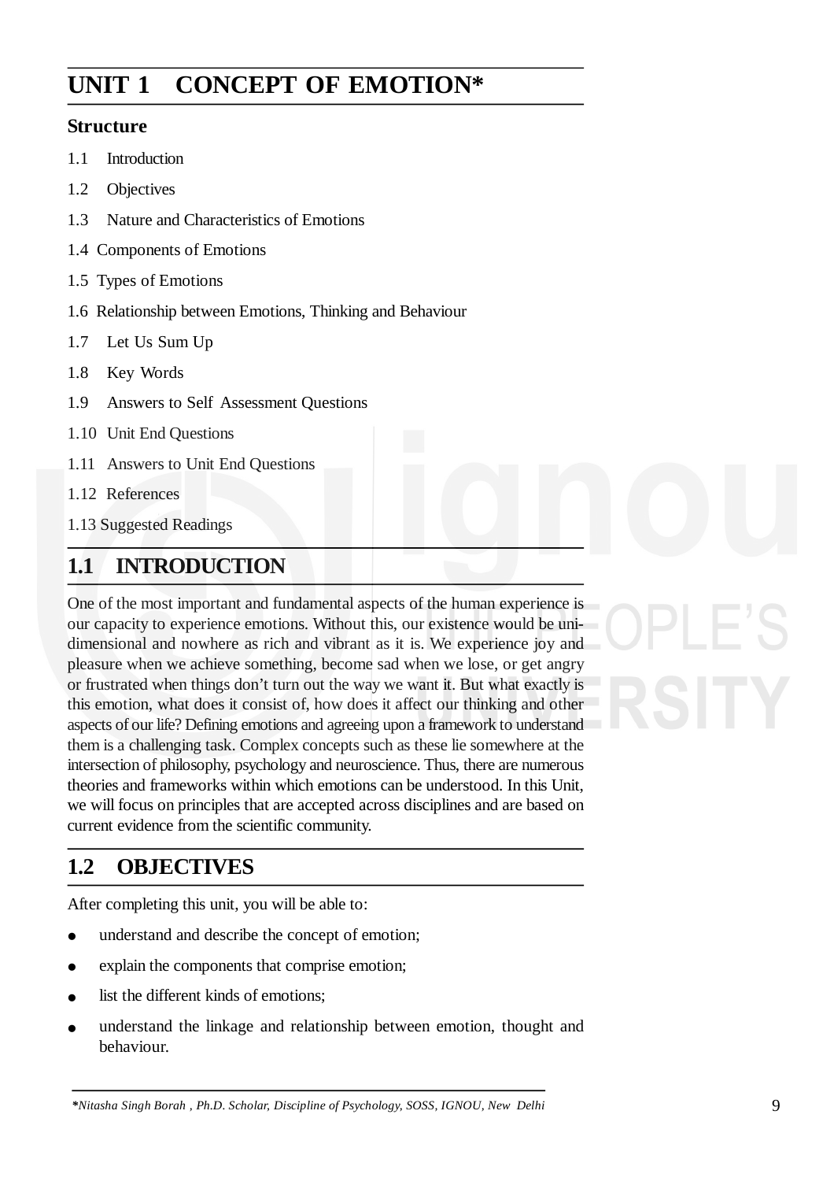# UNIT 1 CONCEPT OF EMOTION*

**Structure**

1.1 Introduction

1.2 Objectives

1.3 Nature and Characteristics of Emotions

1.4 Components of Emotions

1.5 Types of Emotions

1.6 Relationship between Emotions, Thinking and Behaviour

1.7 Let Us Sum Up

1.8 Key Words

1.9 Answers to Self Assessment Questions

1.10 Unit End Questions

1.11 Answers to Unit End Questions

1.12 References

1.13 Suggested Readings

## 1.1 INTRODUCTION

One of the most important and fundamental aspects of the human experience is our capacity to experience emotions. Without this, our existence would be uni-dimensional and nowhere as rich and vibrant as it is. We experience joy and pleasure when we achieve something, become sad when we lose, or get angry or frustrated when things don't turn out the way we want it. But what exactly is this emotion, what does it consist of, how does it affect our thinking and other aspects of our life? Defining emotions and agreeing upon a framework to understand them is a challenging task. Complex concepts such as these lie somewhere at the intersection of philosophy, psychology and neuroscience. Thus, there are numerous theories and frameworks within which emotions can be understood. In this Unit, we will focus on principles that are accepted across disciplines and are based on current evidence from the scientific community.

## 1.2 OBJECTIVES

After completing this unit, you will be able to:

- understand and describe the concept of emotion;
- explain the components that comprise emotion;
- list the different kinds of emotions;
- understand the linkage and relationship between emotion, thought and behaviour.

*\*Nitasha Singh Borah , Ph.D. Scholar, Discipline of Psychology, SOSS, IGNOU, New Delhi*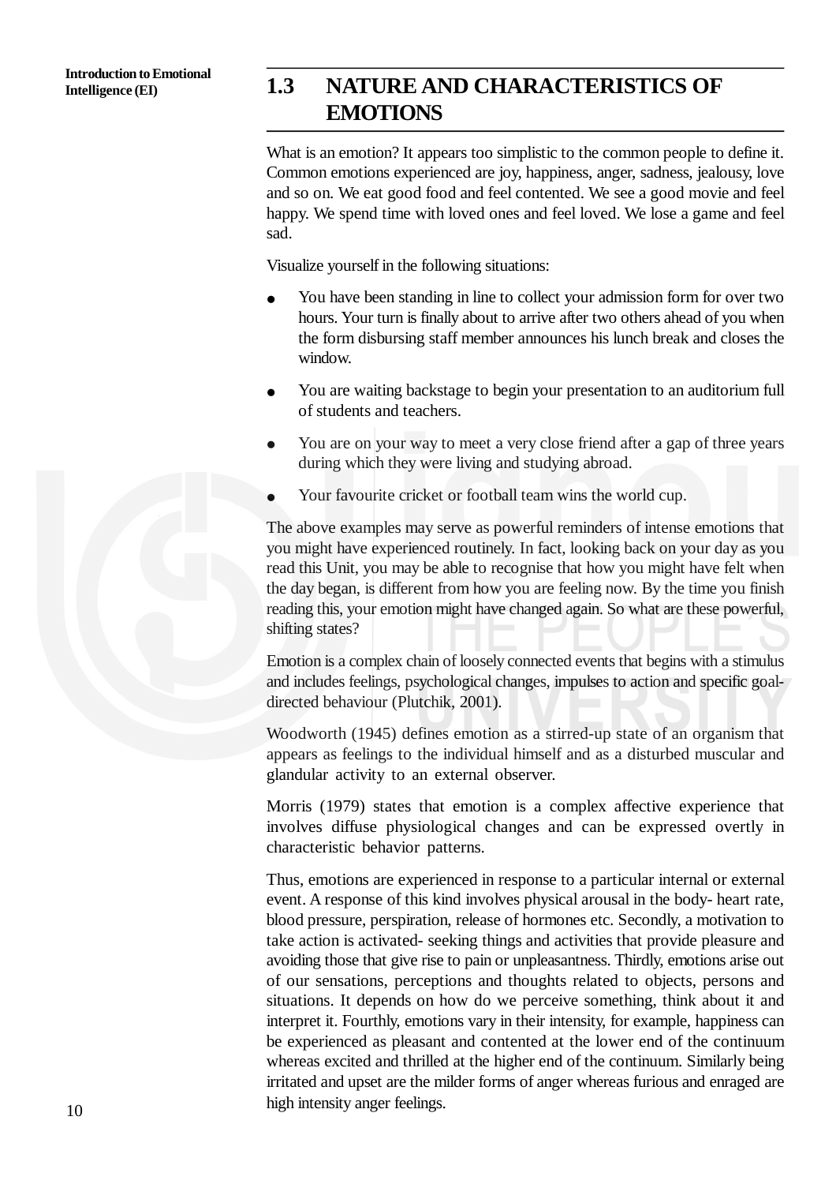## 1.3 NATURE AND CHARACTERISTICS OF EMOTIONS

What is an emotion? It appears too simplistic to the common people to define it. Common emotions experienced are joy, happiness, anger, sadness, jealousy, love and so on. We eat good food and feel contented. We see a good movie and feel happy. We spend time with loved ones and feel loved. We lose a game and feel sad.

Visualize yourself in the following situations:

- You have been standing in line to collect your admission form for over two hours. Your turn is finally about to arrive after two others ahead of you when the form disbursing staff member announces his lunch break and closes the window.
- You are waiting backstage to begin your presentation to an auditorium full of students and teachers.
- You are on your way to meet a very close friend after a gap of three years during which they were living and studying abroad.
- Your favourite cricket or football team wins the world cup.

The above examples may serve as powerful reminders of intense emotions that you might have experienced routinely. In fact, looking back on your day as you read this Unit, you may be able to recognise that how you might have felt when the day began, is different from how you are feeling now. By the time you finish reading this, your emotion might have changed again. So what are these powerful, shifting states?

Emotion is a complex chain of loosely connected events that begins with a stimulus and includes feelings, psychological changes, impulses to action and specific goal-directed behaviour (Plutchik, 2001).

Woodworth (1945) defines emotion as a stirred-up state of an organism that appears as feelings to the individual himself and as a disturbed muscular and glandular activity to an external observer.

Morris (1979) states that emotion is a complex affective experience that involves diffuse physiological changes and can be expressed overtly in characteristic behavior patterns.

Thus, emotions are experienced in response to a particular internal or external event. A response of this kind involves physical arousal in the body- heart rate, blood pressure, perspiration, release of hormones etc. Secondly, a motivation to take action is activated- seeking things and activities that provide pleasure and avoiding those that give rise to pain or unpleasantness. Thirdly, emotions arise out of our sensations, perceptions and thoughts related to objects, persons and situations. It depends on how do we perceive something, think about it and interpret it. Fourthly, emotions vary in their intensity, for example, happiness can be experienced as pleasant and contented at the lower end of the continuum whereas excited and thrilled at the higher end of the continuum. Similarly being irritated and upset are the milder forms of anger whereas furious and enraged are high intensity anger feelings.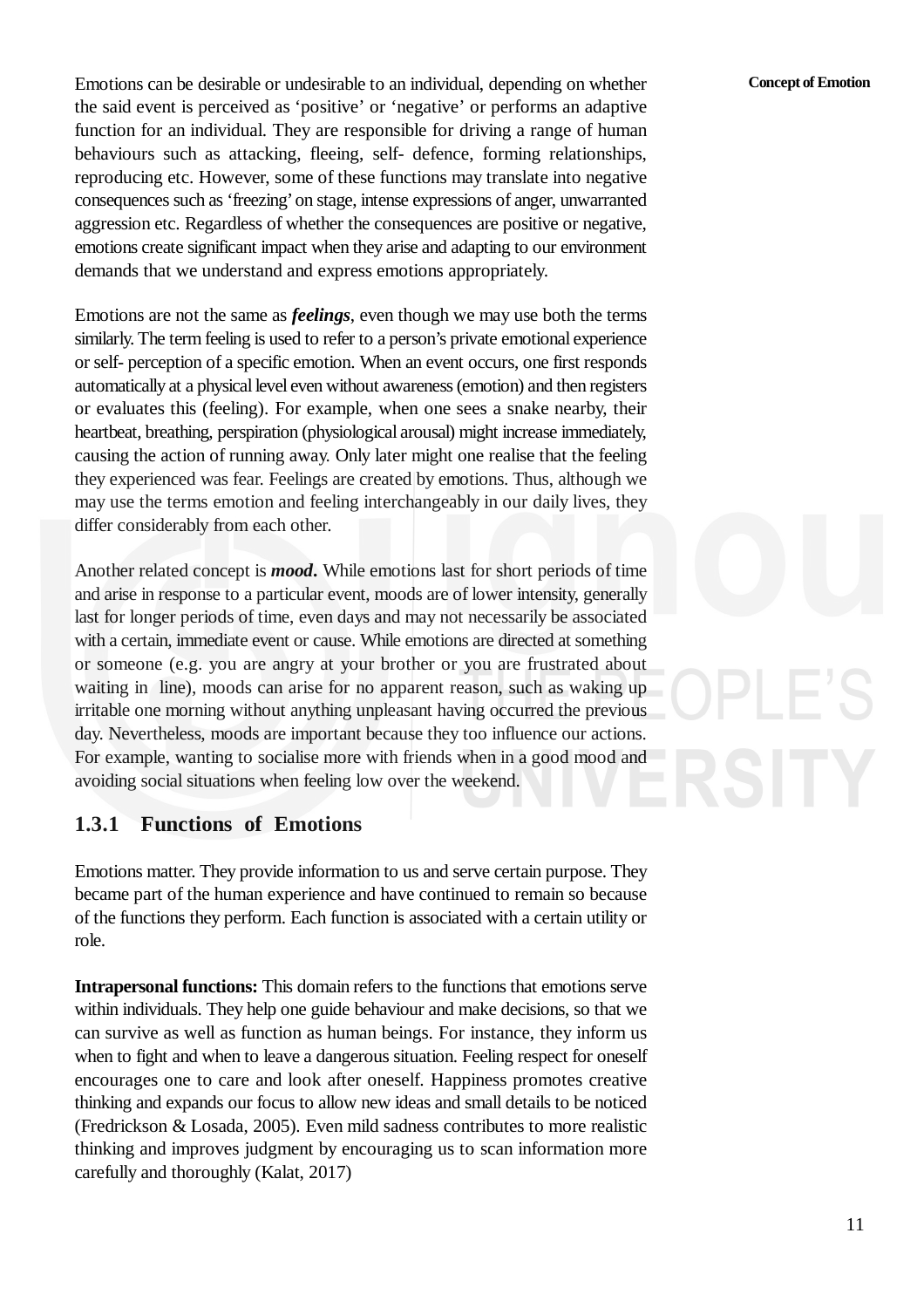Emotions can be desirable or undesirable to an individual, depending on whether the said event is perceived as 'positive' or 'negative' or performs an adaptive function for an individual. They are responsible for driving a range of human behaviours such as attacking, fleeing, self- defence, forming relationships, reproducing etc. However, some of these functions may translate into negative consequences such as 'freezing' on stage, intense expressions of anger, unwarranted aggression etc. Regardless of whether the consequences are positive or negative, emotions create significant impact when they arise and adapting to our environment demands that we understand and express emotions appropriately.

Emotions are not the same as ***feelings***, even though we may use both the terms similarly. The term feeling is used to refer to a person's private emotional experience or self- perception of a specific emotion. When an event occurs, one first responds automatically at a physical level even without awareness (emotion) and then registers or evaluates this (feeling). For example, when one sees a snake nearby, their heartbeat, breathing, perspiration (physiological arousal) might increase immediately, causing the action of running away. Only later might one realise that the feeling they experienced was fear. Feelings are created by emotions. Thus, although we may use the terms emotion and feeling interchangeably in our daily lives, they differ considerably from each other.

Another related concept is ***mood***. While emotions last for short periods of time and arise in response to a particular event, moods are of lower intensity, generally last for longer periods of time, even days and may not necessarily be associated with a certain, immediate event or cause. While emotions are directed at something or someone (e.g. you are angry at your brother or you are frustrated about waiting in line), moods can arise for no apparent reason, such as waking up irritable one morning without anything unpleasant having occurred the previous day. Nevertheless, moods are important because they too influence our actions. For example, wanting to socialise more with friends when in a good mood and avoiding social situations when feeling low over the weekend.

### 1.3.1 Functions of Emotions

Emotions matter. They provide information to us and serve certain purpose. They became part of the human experience and have continued to remain so because of the functions they perform. Each function is associated with a certain utility or role.

**Intrapersonal functions:** This domain refers to the functions that emotions serve within individuals. They help one guide behaviour and make decisions, so that we can survive as well as function as human beings. For instance, they inform us when to fight and when to leave a dangerous situation. Feeling respect for oneself encourages one to care and look after oneself. Happiness promotes creative thinking and expands our focus to allow new ideas and small details to be noticed (Fredrickson & Losada, 2005). Even mild sadness contributes to more realistic thinking and improves judgment by encouraging us to scan information more carefully and thoroughly (Kalat, 2017)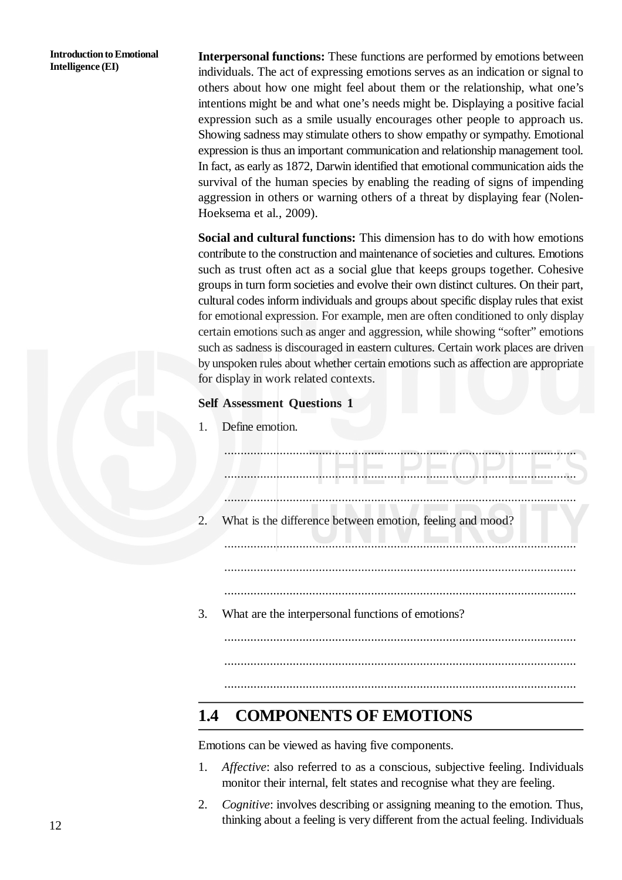**Interpersonal functions:** These functions are performed by emotions between individuals. The act of expressing emotions serves as an indication or signal to others about how one might feel about them or the relationship, what one's intentions might be and what one's needs might be. Displaying a positive facial expression such as a smile usually encourages other people to approach us. Showing sadness may stimulate others to show empathy or sympathy. Emotional expression is thus an important communication and relationship management tool. In fact, as early as 1872, Darwin identified that emotional communication aids the survival of the human species by enabling the reading of signs of impending aggression in others or warning others of a threat by displaying fear (Nolen-Hoeksema et al., 2009).

**Social and cultural functions:** This dimension has to do with how emotions contribute to the construction and maintenance of societies and cultures. Emotions such as trust often act as a social glue that keeps groups together. Cohesive groups in turn form societies and evolve their own distinct cultures. On their part, cultural codes inform individuals and groups about specific display rules that exist for emotional expression. For example, men are often conditioned to only display certain emotions such as anger and aggression, while showing "softer" emotions such as sadness is discouraged in eastern cultures. Certain work places are driven by unspoken rules about whether certain emotions such as affection are appropriate for display in work related contexts.

**Self Assessment Questions 1**

1. Define emotion.

   ...........................................................................................................

   ...........................................................................................................

   ...........................................................................................................

2. What is the difference between emotion, feeling and mood?

   ...........................................................................................................

   ...........................................................................................................

   ...........................................................................................................

3. What are the interpersonal functions of emotions?

   ...........................................................................................................

   ...........................................................................................................

   ...........................................................................................................

## 1.4 COMPONENTS OF EMOTIONS

Emotions can be viewed as having five components.

1. *Affective*: also referred to as a conscious, subjective feeling. Individuals monitor their internal, felt states and recognise what they are feeling.

2. *Cognitive*: involves describing or assigning meaning to the emotion. Thus, thinking about a feeling is very different from the actual feeling. Individuals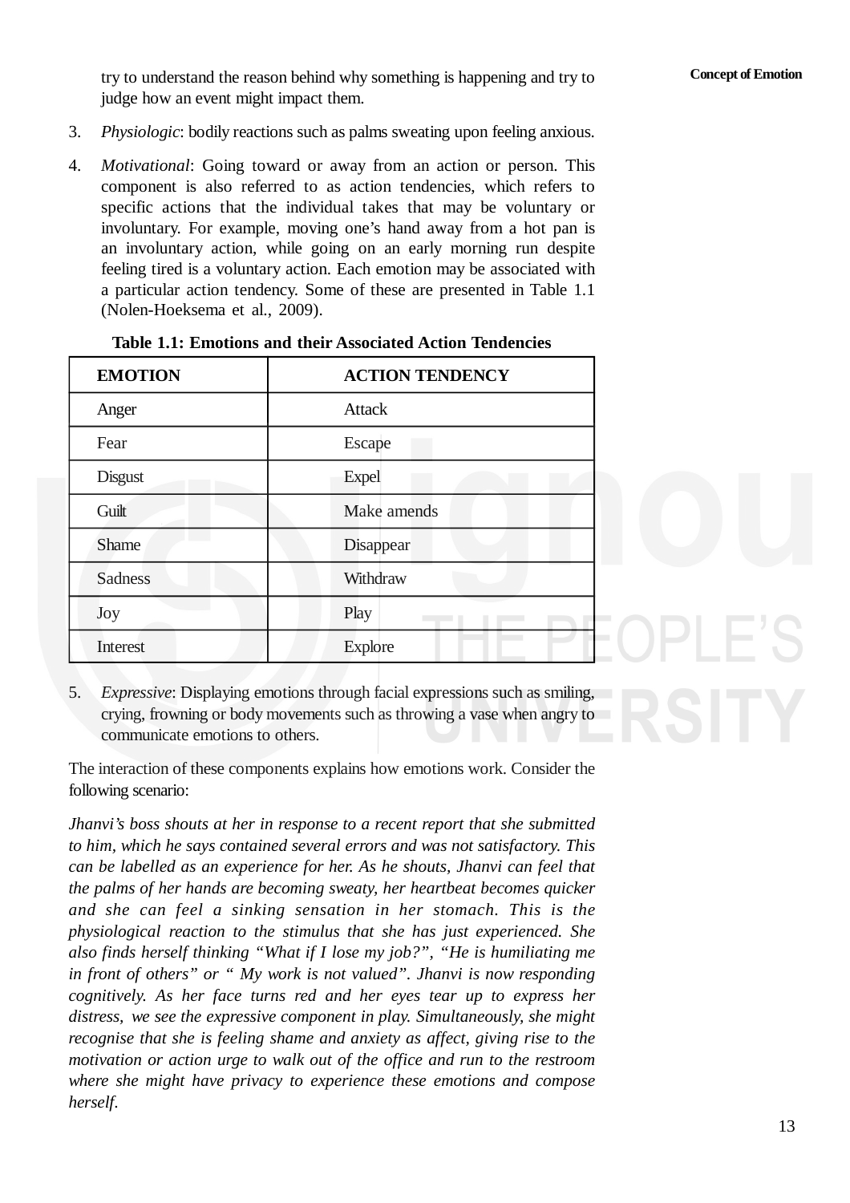try to understand the reason behind why something is happening and try to judge how an event might impact them.

3. *Physiologic*: bodily reactions such as palms sweating upon feeling anxious.

4. *Motivational*: Going toward or away from an action or person. This component is also referred to as action tendencies, which refers to specific actions that the individual takes that may be voluntary or involuntary. For example, moving one's hand away from a hot pan is an involuntary action, while going on an early morning run despite feeling tired is a voluntary action. Each emotion may be associated with a particular action tendency. Some of these are presented in Table 1.1 (Nolen-Hoeksema et al., 2009).

**Table 1.1: Emotions and their Associated Action Tendencies**

| EMOTION | ACTION TENDENCY |
|---|---|
| Anger | Attack |
| Fear | Escape |
| Disgust | Expel |
| Guilt | Make amends |
| Shame | Disappear |
| Sadness | Withdraw |
| Joy | Play |
| Interest | Explore |

5. *Expressive*: Displaying emotions through facial expressions such as smiling, crying, frowning or body movements such as throwing a vase when angry to communicate emotions to others.

The interaction of these components explains how emotions work. Consider the following scenario:

*Jhanvi's boss shouts at her in response to a recent report that she submitted to him, which he says contained several errors and was not satisfactory. This can be labelled as an experience for her. As he shouts, Jhanvi can feel that the palms of her hands are becoming sweaty, her heartbeat becomes quicker and she can feel a sinking sensation in her stomach. This is the physiological reaction to the stimulus that she has just experienced. She also finds herself thinking "What if I lose my job?", "He is humiliating me in front of others" or " My work is not valued". Jhanvi is now responding cognitively. As her face turns red and her eyes tear up to express her distress, we see the expressive component in play. Simultaneously, she might recognise that she is feeling shame and anxiety as affect, giving rise to the motivation or action urge to walk out of the office and run to the restroom where she might have privacy to experience these emotions and compose herself.*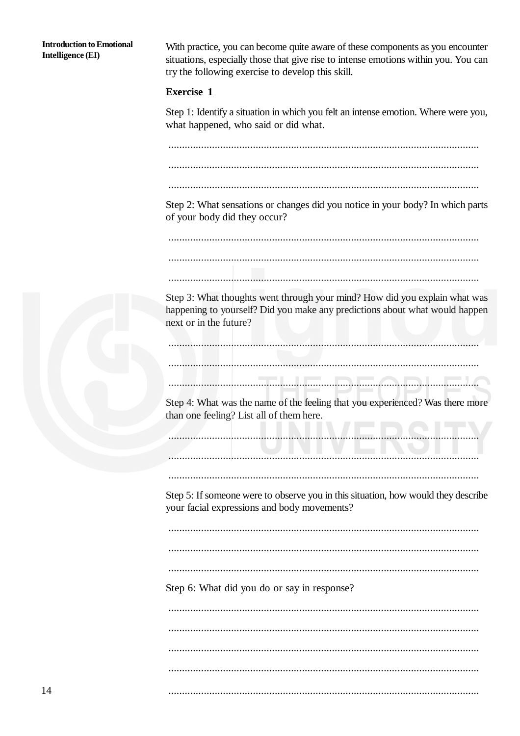With practice, you can become quite aware of these components as you encounter situations, especially those that give rise to intense emotions within you. You can try the following exercise to develop this skill.

**Exercise 1**

Step 1: Identify a situation in which you felt an intense emotion. Where were you, what happened, who said or did what.

..................................................................................................................

..................................................................................................................

..................................................................................................................

Step 2: What sensations or changes did you notice in your body? In which parts of your body did they occur?

..................................................................................................................

..................................................................................................................

..................................................................................................................

Step 3: What thoughts went through your mind? How did you explain what was happening to yourself? Did you make any predictions about what would happen next or in the future?

..................................................................................................................

..................................................................................................................

..................................................................................................................

Step 4: What was the name of the feeling that you experienced? Was there more than one feeling? List all of them here.

..................................................................................................................

..................................................................................................................

..................................................................................................................

Step 5: If someone were to observe you in this situation, how would they describe your facial expressions and body movements?

..................................................................................................................

..................................................................................................................

..................................................................................................................

Step 6: What did you do or say in response?

..................................................................................................................

..................................................................................................................

..................................................................................................................

..................................................................................................................

..................................................................................................................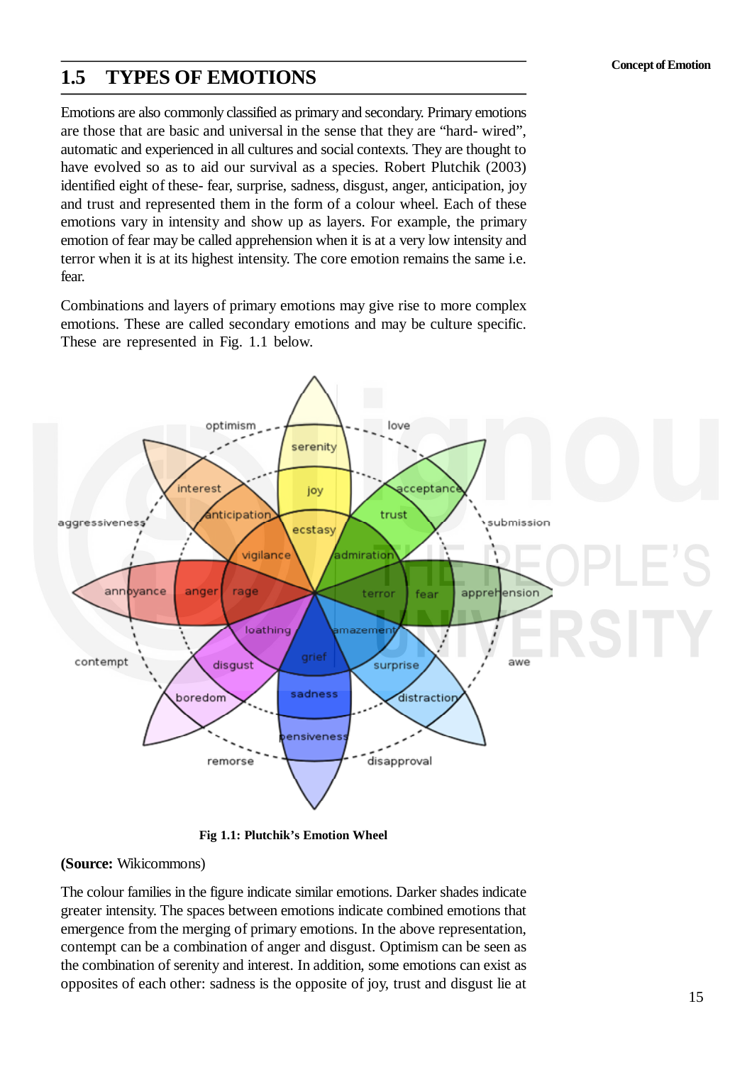## 1.5 TYPES OF EMOTIONS

Emotions are also commonly classified as primary and secondary. Primary emotions are those that are basic and universal in the sense that they are "hard- wired", automatic and experienced in all cultures and social contexts. They are thought to have evolved so as to aid our survival as a species. Robert Plutchik (2003) identified eight of these- fear, surprise, sadness, disgust, anger, anticipation, joy and trust and represented them in the form of a colour wheel. Each of these emotions vary in intensity and show up as layers. For example, the primary emotion of fear may be called apprehension when it is at a very low intensity and terror when it is at its highest intensity. The core emotion remains the same i.e. fear.

Combinations and layers of primary emotions may give rise to more complex emotions. These are called secondary emotions and may be culture specific. These are represented in Fig. 1.1 below.

**Fig 1.1: Plutchik's Emotion Wheel**

**(Source:** Wikicommons)

The colour families in the figure indicate similar emotions. Darker shades indicate greater intensity. The spaces between emotions indicate combined emotions that emergence from the merging of primary emotions. In the above representation, contempt can be a combination of anger and disgust. Optimism can be seen as the combination of serenity and interest. In addition, some emotions can exist as opposites of each other: sadness is the opposite of joy, trust and disgust lie at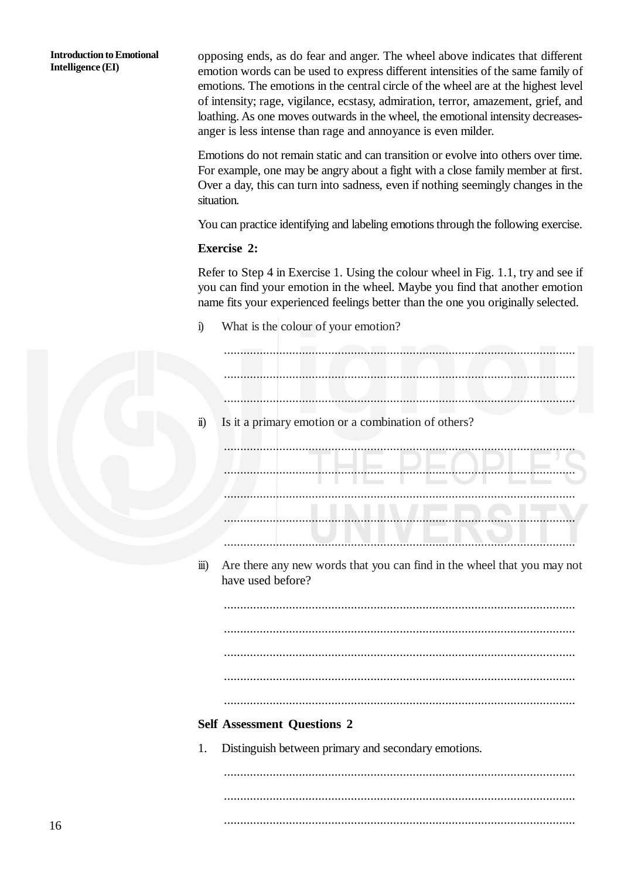opposing ends, as do fear and anger. The wheel above indicates that different emotion words can be used to express different intensities of the same family of emotions. The emotions in the central circle of the wheel are at the highest level of intensity; rage, vigilance, ecstasy, admiration, terror, amazement, grief, and loathing. As one moves outwards in the wheel, the emotional intensity decreases-anger is less intense than rage and annoyance is even milder.

Emotions do not remain static and can transition or evolve into others over time. For example, one may be angry about a fight with a close family member at first. Over a day, this can turn into sadness, even if nothing seemingly changes in the situation.

You can practice identifying and labeling emotions through the following exercise.

**Exercise 2:**

Refer to Step 4 in Exercise 1. Using the colour wheel in Fig. 1.1, try and see if you can find your emotion in the wheel. Maybe you find that another emotion name fits your experienced feelings better than the one you originally selected.

i) What is the colour of your emotion?

..........................................................................................................

..........................................................................................................

..........................................................................................................

ii) Is it a primary emotion or a combination of others?

..........................................................................................................

..........................................................................................................

..........................................................................................................

..........................................................................................................

..........................................................................................................

iii) Are there any new words that you can find in the wheel that you may not have used before?

..........................................................................................................

..........................................................................................................

..........................................................................................................

..........................................................................................................

..........................................................................................................

**Self Assessment Questions 2**

1. Distinguish between primary and secondary emotions.

..........................................................................................................

..........................................................................................................

..........................................................................................................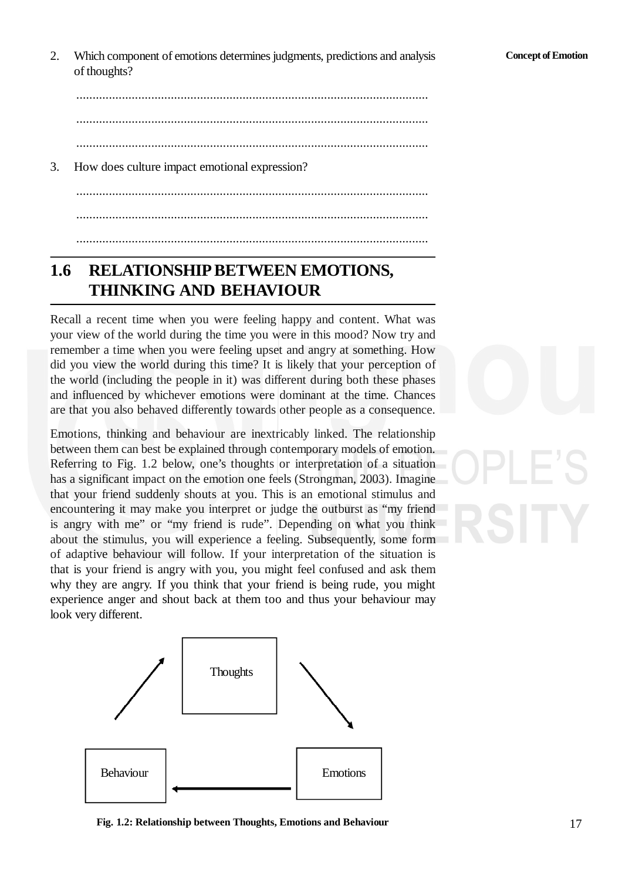2. Which component of emotions determines judgments, predictions and analysis of thoughts?

............................................................................................................

............................................................................................................

............................................................................................................

3. How does culture impact emotional expression?

............................................................................................................

............................................................................................................

............................................................................................................

## 1.6 RELATIONSHIP BETWEEN EMOTIONS, THINKING AND BEHAVIOUR

Recall a recent time when you were feeling happy and content. What was your view of the world during the time you were in this mood? Now try and remember a time when you were feeling upset and angry at something. How did you view the world during this time? It is likely that your perception of the world (including the people in it) was different during both these phases and influenced by whichever emotions were dominant at the time. Chances are that you also behaved differently towards other people as a consequence.

Emotions, thinking and behaviour are inextricably linked. The relationship between them can best be explained through contemporary models of emotion. Referring to Fig. 1.2 below, one's thoughts or interpretation of a situation has a significant impact on the emotion one feels (Strongman, 2003). Imagine that your friend suddenly shouts at you. This is an emotional stimulus and encountering it may make you interpret or judge the outburst as "my friend is angry with me" or "my friend is rude". Depending on what you think about the stimulus, you will experience a feeling. Subsequently, some form of adaptive behaviour will follow. If your interpretation of the situation is that is your friend is angry with you, you might feel confused and ask them why they are angry. If you think that your friend is being rude, you might experience anger and shout back at them too and thus your behaviour may look very different.

Thoughts → Emotions → Behaviour → Thoughts

**Fig. 1.2: Relationship between Thoughts, Emotions and Behaviour**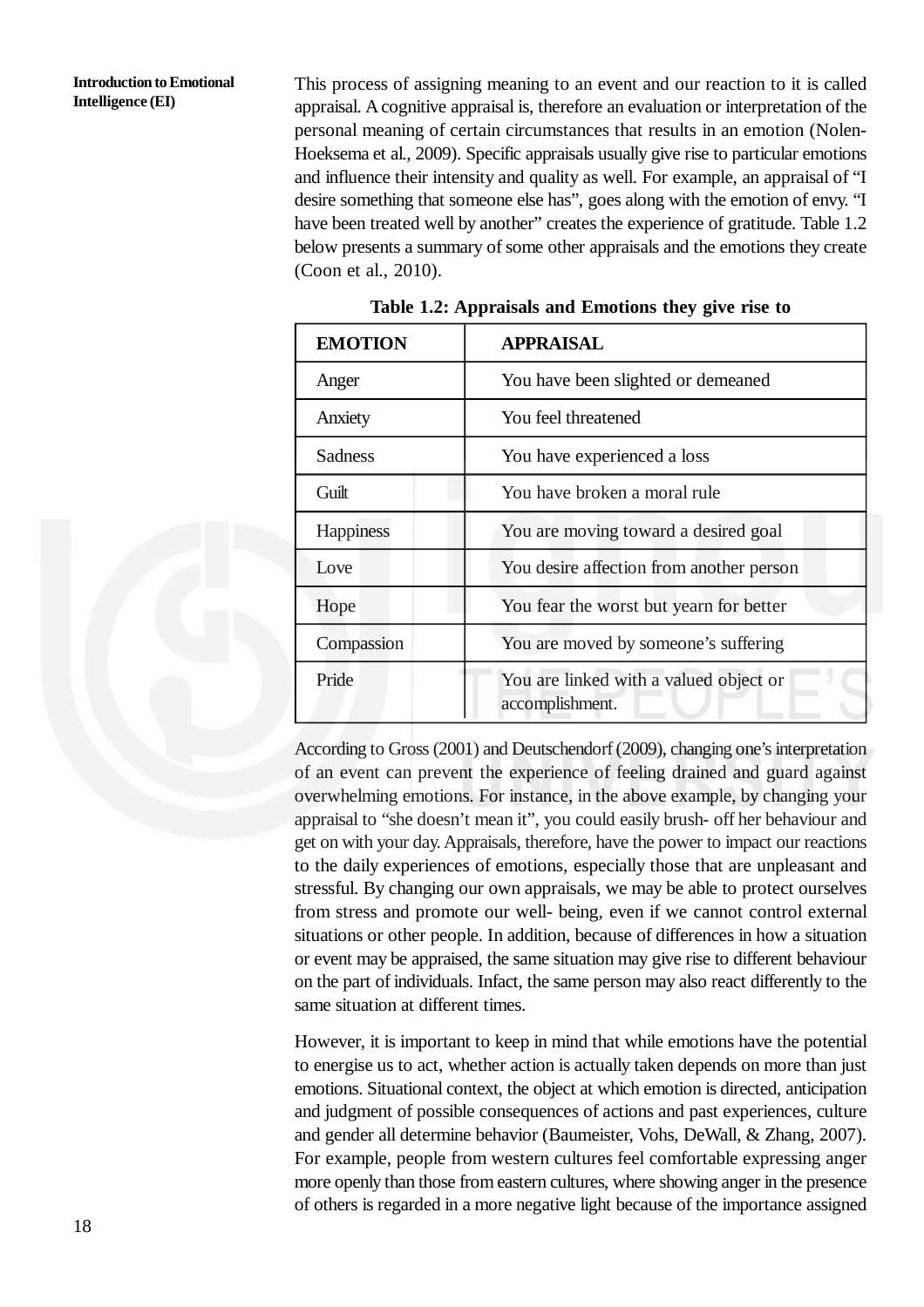This process of assigning meaning to an event and our reaction to it is called appraisal. A cognitive appraisal is, therefore an evaluation or interpretation of the personal meaning of certain circumstances that results in an emotion (Nolen-Hoeksema et al., 2009). Specific appraisals usually give rise to particular emotions and influence their intensity and quality as well. For example, an appraisal of "I desire something that someone else has", goes along with the emotion of envy. "I have been treated well by another" creates the experience of gratitude. Table 1.2 below presents a summary of some other appraisals and the emotions they create (Coon et al., 2010).

**Table 1.2: Appraisals and Emotions they give rise to**

| EMOTION | APPRAISAL |
|---|---|
| Anger | You have been slighted or demeaned |
| Anxiety | You feel threatened |
| Sadness | You have experienced a loss |
| Guilt | You have broken a moral rule |
| Happiness | You are moving toward a desired goal |
| Love | You desire affection from another person |
| Hope | You fear the worst but yearn for better |
| Compassion | You are moved by someone's suffering |
| Pride | You are linked with a valued object or accomplishment. |

According to Gross (2001) and Deutschendorf (2009), changing one's interpretation of an event can prevent the experience of feeling drained and guard against overwhelming emotions. For instance, in the above example, by changing your appraisal to "she doesn't mean it", you could easily brush- off her behaviour and get on with your day. Appraisals, therefore, have the power to impact our reactions to the daily experiences of emotions, especially those that are unpleasant and stressful. By changing our own appraisals, we may be able to protect ourselves from stress and promote our well- being, even if we cannot control external situations or other people. In addition, because of differences in how a situation or event may be appraised, the same situation may give rise to different behaviour on the part of individuals. Infact, the same person may also react differently to the same situation at different times.

However, it is important to keep in mind that while emotions have the potential to energise us to act, whether action is actually taken depends on more than just emotions. Situational context, the object at which emotion is directed, anticipation and judgment of possible consequences of actions and past experiences, culture and gender all determine behavior (Baumeister, Vohs, DeWall, & Zhang, 2007). For example, people from western cultures feel comfortable expressing anger more openly than those from eastern cultures, where showing anger in the presence of others is regarded in a more negative light because of the importance assigned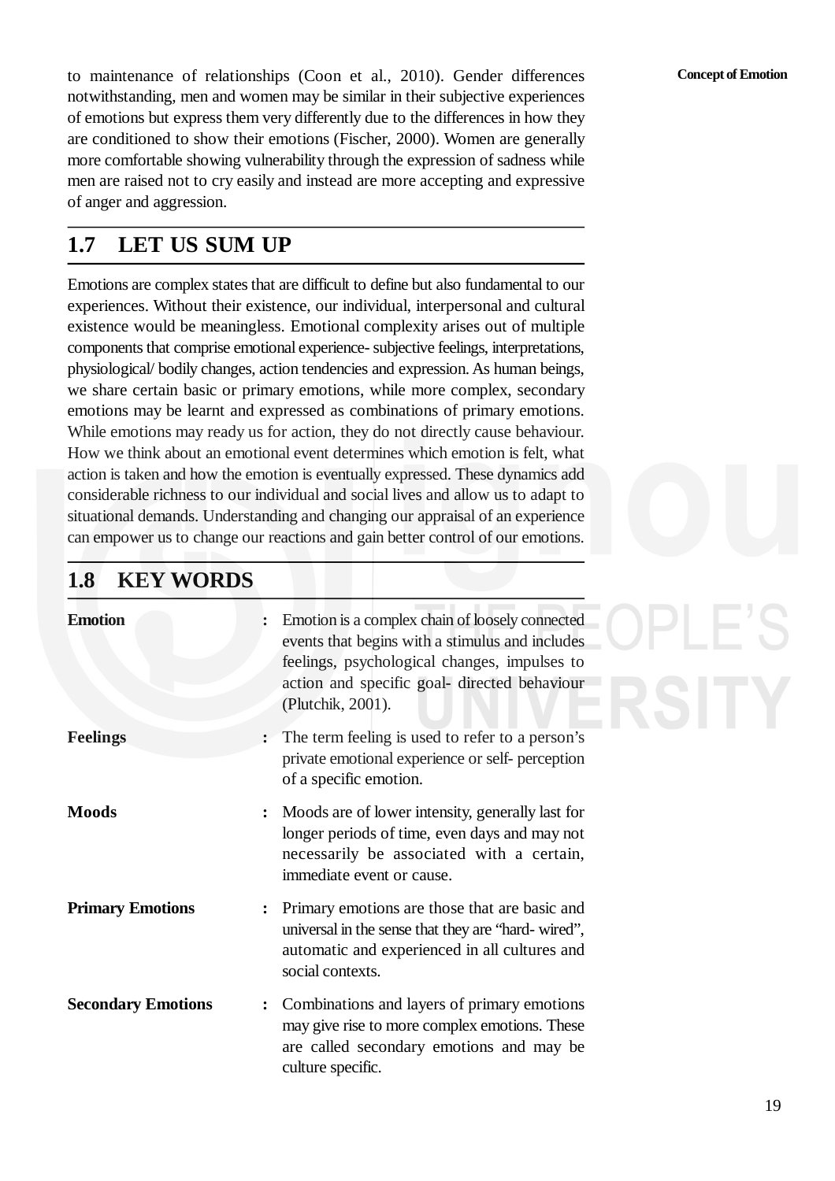to maintenance of relationships (Coon et al., 2010). Gender differences notwithstanding, men and women may be similar in their subjective experiences of emotions but express them very differently due to the differences in how they are conditioned to show their emotions (Fischer, 2000). Women are generally more comfortable showing vulnerability through the expression of sadness while men are raised not to cry easily and instead are more accepting and expressive of anger and aggression.

## 1.7 LET US SUM UP

Emotions are complex states that are difficult to define but also fundamental to our experiences. Without their existence, our individual, interpersonal and cultural existence would be meaningless. Emotional complexity arises out of multiple components that comprise emotional experience- subjective feelings, interpretations, physiological/ bodily changes, action tendencies and expression. As human beings, we share certain basic or primary emotions, while more complex, secondary emotions may be learnt and expressed as combinations of primary emotions. While emotions may ready us for action, they do not directly cause behaviour. How we think about an emotional event determines which emotion is felt, what action is taken and how the emotion is eventually expressed. These dynamics add considerable richness to our individual and social lives and allow us to adapt to situational demands. Understanding and changing our appraisal of an experience can empower us to change our reactions and gain better control of our emotions.

## 1.8 KEY WORDS

**Emotion** : Emotion is a complex chain of loosely connected events that begins with a stimulus and includes feelings, psychological changes, impulses to action and specific goal- directed behaviour (Plutchik, 2001).

**Feelings** : The term feeling is used to refer to a person's private emotional experience or self- perception of a specific emotion.

**Moods** : Moods are of lower intensity, generally last for longer periods of time, even days and may not necessarily be associated with a certain, immediate event or cause.

**Primary Emotions** : Primary emotions are those that are basic and universal in the sense that they are "hard- wired", automatic and experienced in all cultures and social contexts.

**Secondary Emotions** : Combinations and layers of primary emotions may give rise to more complex emotions. These are called secondary emotions and may be culture specific.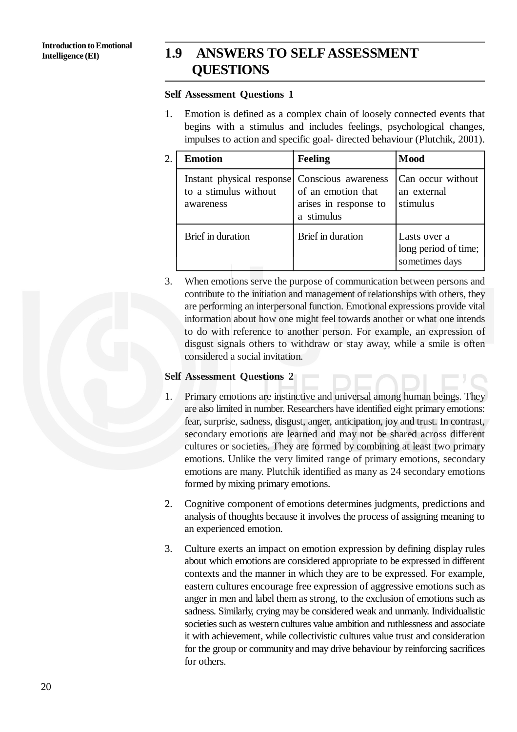## 1.9 ANSWERS TO SELF ASSESSMENT QUESTIONS

**Self Assessment Questions 1**

1. Emotion is defined as a complex chain of loosely connected events that begins with a stimulus and includes feelings, psychological changes, impulses to action and specific goal- directed behaviour (Plutchik, 2001).

2.

| Emotion | Feeling | Mood |
|---|---|---|
| Instant physical response to a stimulus without awareness | Conscious awareness of an emotion that arises in response to a stimulus | Can occur without an external stimulus |
| Brief in duration | Brief in duration | Lasts over a long period of time; sometimes days |

3. When emotions serve the purpose of communication between persons and contribute to the initiation and management of relationships with others, they are performing an interpersonal function. Emotional expressions provide vital information about how one might feel towards another or what one intends to do with reference to another person. For example, an expression of disgust signals others to withdraw or stay away, while a smile is often considered a social invitation.

**Self Assessment Questions 2**

1. Primary emotions are instinctive and universal among human beings. They are also limited in number. Researchers have identified eight primary emotions: fear, surprise, sadness, disgust, anger, anticipation, joy and trust. In contrast, secondary emotions are learned and may not be shared across different cultures or societies. They are formed by combining at least two primary emotions. Unlike the very limited range of primary emotions, secondary emotions are many. Plutchik identified as many as 24 secondary emotions formed by mixing primary emotions.

2. Cognitive component of emotions determines judgments, predictions and analysis of thoughts because it involves the process of assigning meaning to an experienced emotion.

3. Culture exerts an impact on emotion expression by defining display rules about which emotions are considered appropriate to be expressed in different contexts and the manner in which they are to be expressed. For example, eastern cultures encourage free expression of aggressive emotions such as anger in men and label them as strong, to the exclusion of emotions such as sadness. Similarly, crying may be considered weak and unmanly. Individualistic societies such as western cultures value ambition and ruthlessness and associate it with achievement, while collectivistic cultures value trust and consideration for the group or community and may drive behaviour by reinforcing sacrifices for others.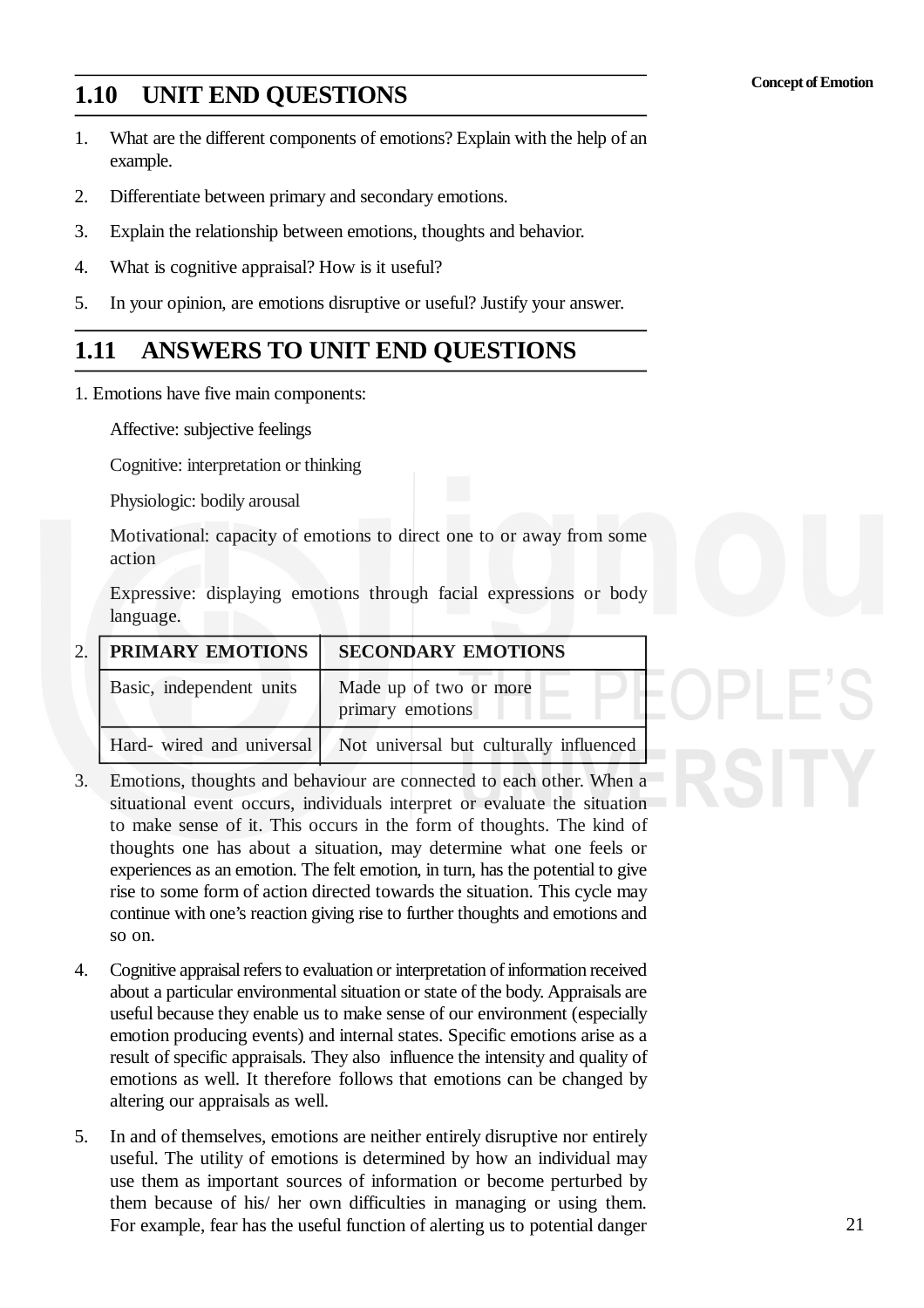## 1.10 UNIT END QUESTIONS

1. What are the different components of emotions? Explain with the help of an example.
2. Differentiate between primary and secondary emotions.
3. Explain the relationship between emotions, thoughts and behavior.
4. What is cognitive appraisal? How is it useful?
5. In your opinion, are emotions disruptive or useful? Justify your answer.

## 1.11 ANSWERS TO UNIT END QUESTIONS

1. Emotions have five main components:

   Affective: subjective feelings

   Cognitive: interpretation or thinking

   Physiologic: bodily arousal

   Motivational: capacity of emotions to direct one to or away from some action

   Expressive: displaying emotions through facial expressions or body language.

2.

| PRIMARY EMOTIONS | SECONDARY EMOTIONS |
|---|---|
| Basic, independent units | Made up of two or more primary emotions |
| Hard- wired and universal | Not universal but culturally influenced |

3. Emotions, thoughts and behaviour are connected to each other. When a situational event occurs, individuals interpret or evaluate the situation to make sense of it. This occurs in the form of thoughts. The kind of thoughts one has about a situation, may determine what one feels or experiences as an emotion. The felt emotion, in turn, has the potential to give rise to some form of action directed towards the situation. This cycle may continue with one's reaction giving rise to further thoughts and emotions and so on.

4. Cognitive appraisal refers to evaluation or interpretation of information received about a particular environmental situation or state of the body. Appraisals are useful because they enable us to make sense of our environment (especially emotion producing events) and internal states. Specific emotions arise as a result of specific appraisals. They also influence the intensity and quality of emotions as well. It therefore follows that emotions can be changed by altering our appraisals as well.

5. In and of themselves, emotions are neither entirely disruptive nor entirely useful. The utility of emotions is determined by how an individual may use them as important sources of information or become perturbed by them because of his/ her own difficulties in managing or using them. For example, fear has the useful function of alerting us to potential danger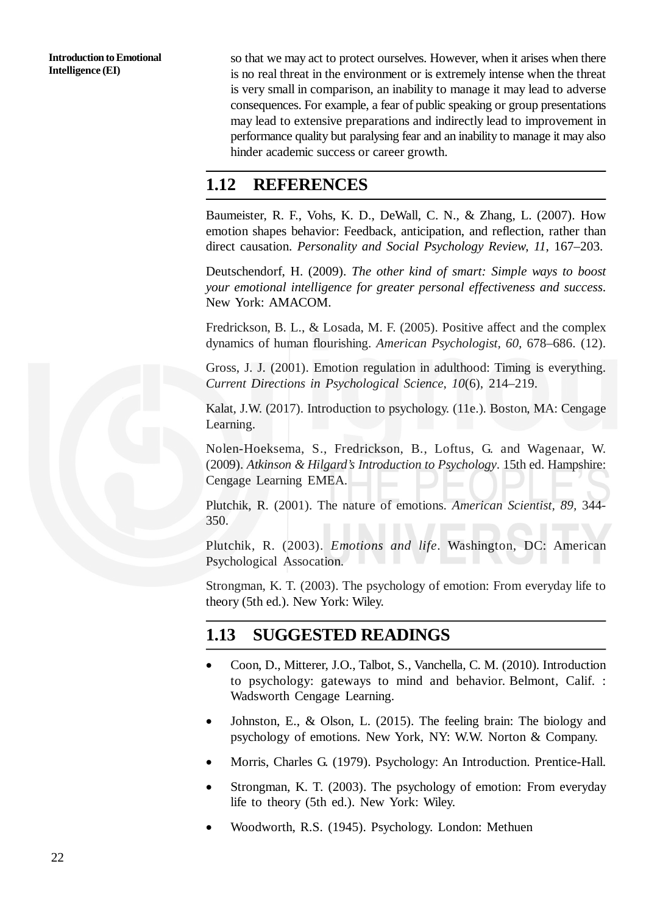so that we may act to protect ourselves. However, when it arises when there is no real threat in the environment or is extremely intense when the threat is very small in comparison, an inability to manage it may lead to adverse consequences. For example, a fear of public speaking or group presentations may lead to extensive preparations and indirectly lead to improvement in performance quality but paralysing fear and an inability to manage it may also hinder academic success or career growth.

## 1.12 REFERENCES

Baumeister, R. F., Vohs, K. D., DeWall, C. N., & Zhang, L. (2007). How emotion shapes behavior: Feedback, anticipation, and reflection, rather than direct causation. *Personality and Social Psychology Review, 11*, 167–203.

Deutschendorf, H. (2009). *The other kind of smart: Simple ways to boost your emotional intelligence for greater personal effectiveness and success.* New York: AMACOM.

Fredrickson, B. L., & Losada, M. F. (2005). Positive affect and the complex dynamics of human flourishing. *American Psychologist, 60,* 678–686. (12).

Gross, J. J. (2001). Emotion regulation in adulthood: Timing is everything. *Current Directions in Psychological Science, 10*(6), 214–219.

Kalat, J.W. (2017). Introduction to psychology. (11e.). Boston, MA: Cengage Learning.

Nolen-Hoeksema, S., Fredrickson, B., Loftus, G. and Wagenaar, W. (2009). *Atkinson & Hilgard's Introduction to Psychology*. 15th ed. Hampshire: Cengage Learning EMEA.

Plutchik, R. (2001). The nature of emotions. *American Scientist, 89,* 344-350.

Plutchik, R. (2003). *Emotions and life*. Washington, DC: American Psychological Assocation.

Strongman, K. T. (2003). The psychology of emotion: From everyday life to theory (5th ed.). New York: Wiley.

## 1.13 SUGGESTED READINGS

- Coon, D., Mitterer, J.O., Talbot, S., Vanchella, C. M. (2010). Introduction to psychology: gateways to mind and behavior. Belmont, Calif. : Wadsworth Cengage Learning.
- Johnston, E., & Olson, L. (2015). The feeling brain: The biology and psychology of emotions. New York, NY: W.W. Norton & Company.
- Morris, Charles G. (1979). Psychology: An Introduction. Prentice-Hall.
- Strongman, K. T. (2003). The psychology of emotion: From everyday life to theory (5th ed.). New York: Wiley.
- Woodworth, R.S. (1945). Psychology. London: Methuen